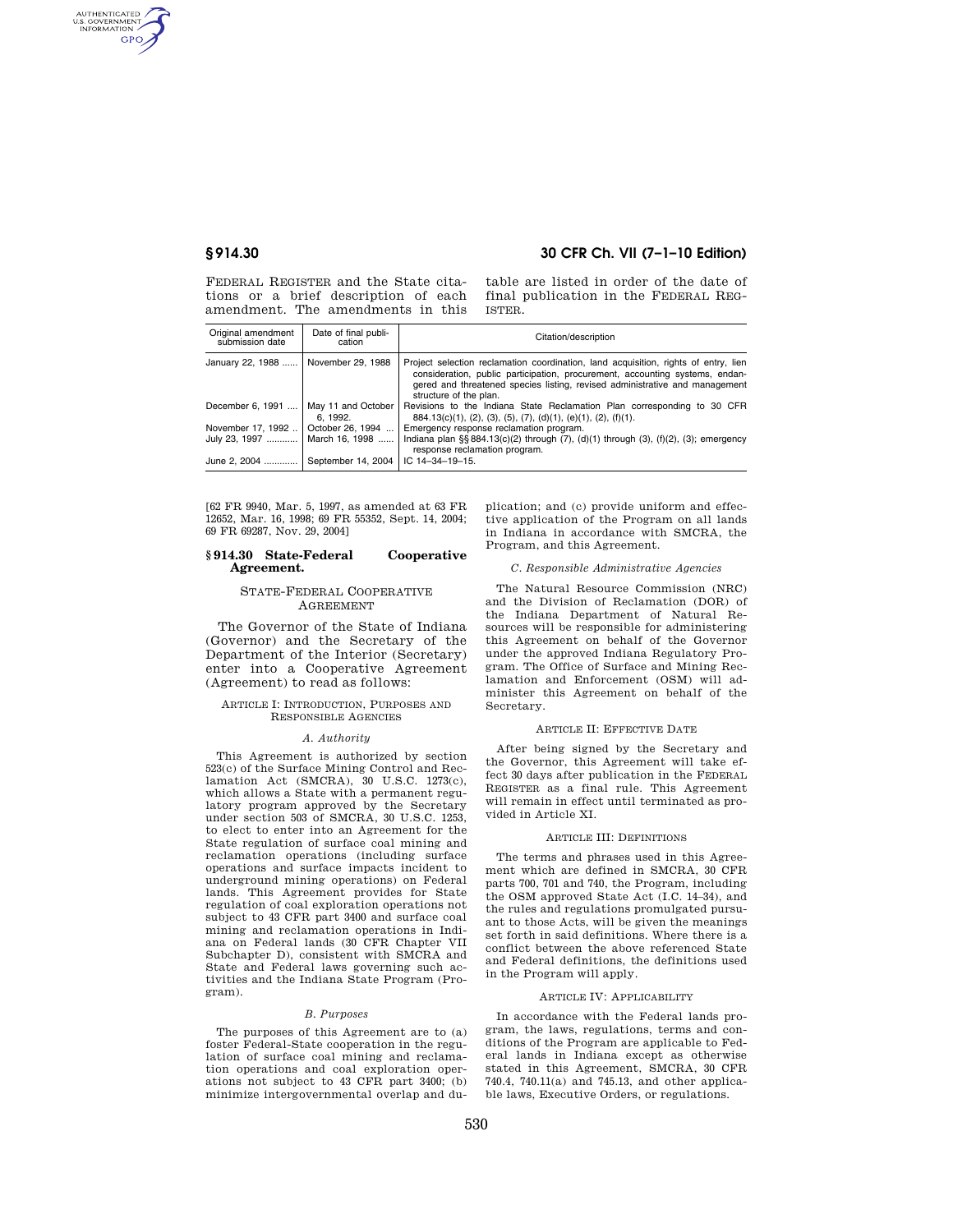FEDERAL REGISTER and the State citations or a brief description of each amendment. The amendments in this table are listed in order of the date of final publication in the FEDERAL REGISTER.

| Original amendment submission date | Date of final publication | Citation/description |
|---|---|---|
| January 22, 1988 ...... | November 29, 1988 | Project selection reclamation coordination, land acquisition, rights of entry, lien consideration, public participation, procurement, accounting systems, endangered and threatened species listing, revised administrative and management structure of the plan. |
| December 6, 1991 .... | May 11 and October 6, 1992. | Revisions to the Indiana State Reclamation Plan corresponding to 30 CFR 884.13(c)(1), (2), (3), (5), (7), (d)(1), (e)(1), (2), (f)(1). |
| November 17, 1992 .. | October 26, 1994 ... | Emergency response reclamation program. |
| July 23, 1997 ............ | March 16, 1998 ...... | Indiana plan §§ 884.13(c)(2) through (7), (d)(1) through (3), (f)(2), (3); emergency response reclamation program. |
| June 2, 2004 ............. | September 14, 2004 | IC 14–34–19–15. |

[62 FR 9940, Mar. 5, 1997, as amended at 63 FR 12652, Mar. 16, 1998; 69 FR 55352, Sept. 14, 2004; 69 FR 69287, Nov. 29, 2004]

## § 914.30 State-Federal Cooperative Agreement.

STATE-FEDERAL COOPERATIVE AGREEMENT

The Governor of the State of Indiana (Governor) and the Secretary of the Department of the Interior (Secretary) enter into a Cooperative Agreement (Agreement) to read as follows:

### ARTICLE I: INTRODUCTION, PURPOSES AND RESPONSIBLE AGENCIES

*A. Authority*

This Agreement is authorized by section 523(c) of the Surface Mining Control and Reclamation Act (SMCRA), 30 U.S.C. 1273(c), which allows a State with a permanent regulatory program approved by the Secretary under section 503 of SMCRA, 30 U.S.C. 1253, to elect to enter into an Agreement for the State regulation of surface coal mining and reclamation operations (including surface operations and surface impacts incident to underground mining operations) on Federal lands. This Agreement provides for State regulation of coal exploration operations not subject to 43 CFR part 3400 and surface coal mining and reclamation operations in Indiana on Federal lands (30 CFR Chapter VII Subchapter D), consistent with SMCRA and State and Federal laws governing such activities and the Indiana State Program (Program).

*B. Purposes*

The purposes of this Agreement are to (a) foster Federal-State cooperation in the regulation of surface coal mining and reclamation operations and coal exploration operations not subject to 43 CFR part 3400; (b) minimize intergovernmental overlap and duplication; and (c) provide uniform and effective application of the Program on all lands in Indiana in accordance with SMCRA, the Program, and this Agreement.

*C. Responsible Administrative Agencies*

The Natural Resource Commission (NRC) and the Division of Reclamation (DOR) of the Indiana Department of Natural Resources will be responsible for administering this Agreement on behalf of the Governor under the approved Indiana Regulatory Program. The Office of Surface and Mining Reclamation and Enforcement (OSM) will administer this Agreement on behalf of the Secretary.

### ARTICLE II: EFFECTIVE DATE

After being signed by the Secretary and the Governor, this Agreement will take effect 30 days after publication in the FEDERAL REGISTER as a final rule. This Agreement will remain in effect until terminated as provided in Article XI.

### ARTICLE III: DEFINITIONS

The terms and phrases used in this Agreement which are defined in SMCRA, 30 CFR parts 700, 701 and 740, the Program, including the OSM approved State Act (I.C. 14–34), and the rules and regulations promulgated pursuant to those Acts, will be given the meanings set forth in said definitions. Where there is a conflict between the above referenced State and Federal definitions, the definitions used in the Program will apply.

### ARTICLE IV: APPLICABILITY

In accordance with the Federal lands program, the laws, regulations, terms and conditions of the Program are applicable to Federal lands in Indiana except as otherwise stated in this Agreement, SMCRA, 30 CFR 740.4, 740.11(a) and 745.13, and other applicable laws, Executive Orders, or regulations.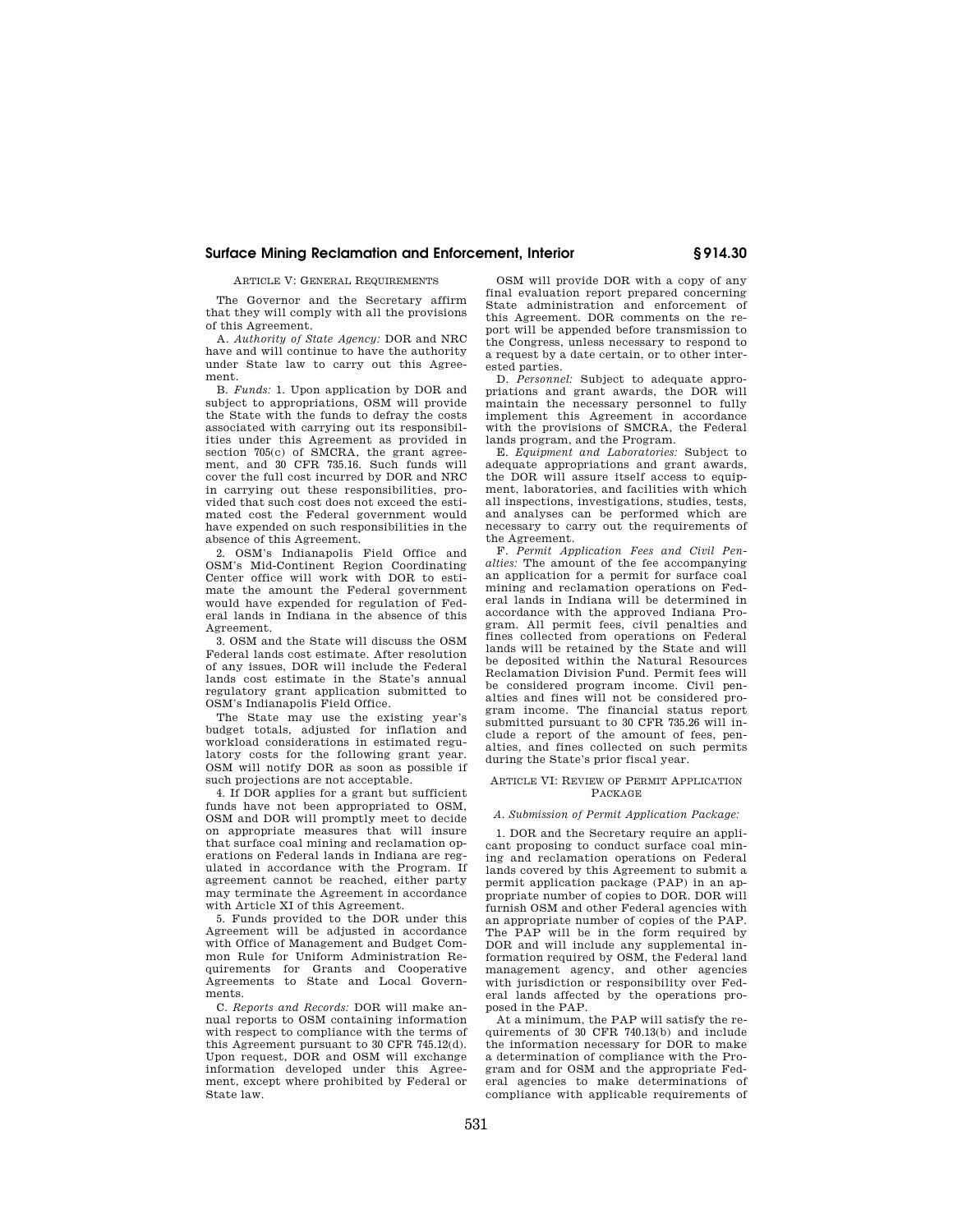ARTICLE V: GENERAL REQUIREMENTS

The Governor and the Secretary affirm that they will comply with all the provisions of this Agreement.

A. *Authority of State Agency:* DOR and NRC have and will continue to have the authority under State law to carry out this Agreement.

B. *Funds:* 1. Upon application by DOR and subject to appropriations, OSM will provide the State with the funds to defray the costs associated with carrying out its responsibilities under this Agreement as provided in section 705(c) of SMCRA, the grant agreement, and 30 CFR 735.16. Such funds will cover the full cost incurred by DOR and NRC in carrying out these responsibilities, provided that such cost does not exceed the estimated cost the Federal government would have expended on such responsibilities in the absence of this Agreement.

2. OSM's Indianapolis Field Office and OSM's Mid-Continent Region Coordinating Center office will work with DOR to estimate the amount the Federal government would have expended for regulation of Federal lands in Indiana in the absence of this Agreement.

3. OSM and the State will discuss the OSM Federal lands cost estimate. After resolution of any issues, DOR will include the Federal lands cost estimate in the State's annual regulatory grant application submitted to OSM's Indianapolis Field Office.

The State may use the existing year's budget totals, adjusted for inflation and workload considerations in estimated regulatory costs for the following grant year. OSM will notify DOR as soon as possible if such projections are not acceptable.

4. If DOR applies for a grant but sufficient funds have not been appropriated to OSM, OSM and DOR will promptly meet to decide on appropriate measures that will insure that surface coal mining and reclamation operations on Federal lands in Indiana are regulated in accordance with the Program. If agreement cannot be reached, either party may terminate the Agreement in accordance with Article XI of this Agreement.

5. Funds provided to the DOR under this Agreement will be adjusted in accordance with Office of Management and Budget Common Rule for Uniform Administration Requirements for Grants and Cooperative Agreements to State and Local Governments.

C. *Reports and Records:* DOR will make annual reports to OSM containing information with respect to compliance with the terms of this Agreement pursuant to 30 CFR 745.12(d). Upon request, DOR and OSM will exchange information developed under this Agreement, except where prohibited by Federal or State law.

OSM will provide DOR with a copy of any final evaluation report prepared concerning State administration and enforcement of this Agreement. DOR comments on the report will be appended before transmission to the Congress, unless necessary to respond to a request by a date certain, or to other interested parties.

D. *Personnel:* Subject to adequate appropriations and grant awards, the DOR will maintain the necessary personnel to fully implement this Agreement in accordance with the provisions of SMCRA, the Federal lands program, and the Program.

E. *Equipment and Laboratories:* Subject to adequate appropriations and grant awards, the DOR will assure itself access to equipment, laboratories, and facilities with which all inspections, investigations, studies, tests, and analyses can be performed which are necessary to carry out the requirements of the Agreement.

F. *Permit Application Fees and Civil Penalties:* The amount of the fee accompanying an application for a permit for surface coal mining and reclamation operations on Federal lands in Indiana will be determined in accordance with the approved Indiana Program. All permit fees, civil penalties and fines collected from operations on Federal lands will be retained by the State and will be deposited within the Natural Resources Reclamation Division Fund. Permit fees will be considered program income. Civil penalties and fines will not be considered program income. The financial status report submitted pursuant to 30 CFR 735.26 will include a report of the amount of fees, penalties, and fines collected on such permits during the State's prior fiscal year.

ARTICLE VI: REVIEW OF PERMIT APPLICATION PACKAGE

*A. Submission of Permit Application Package:*

1. DOR and the Secretary require an applicant proposing to conduct surface coal mining and reclamation operations on Federal lands covered by this Agreement to submit a permit application package (PAP) in an appropriate number of copies to DOR. DOR will furnish OSM and other Federal agencies with an appropriate number of copies of the PAP. The PAP will be in the form required by DOR and will include any supplemental information required by OSM, the Federal land management agency, and other agencies with jurisdiction or responsibility over Federal lands affected by the operations proposed in the PAP.

At a minimum, the PAP will satisfy the requirements of 30 CFR 740.13(b) and include the information necessary for DOR to make a determination of compliance with the Program and for OSM and the appropriate Federal agencies to make determinations of compliance with applicable requirements of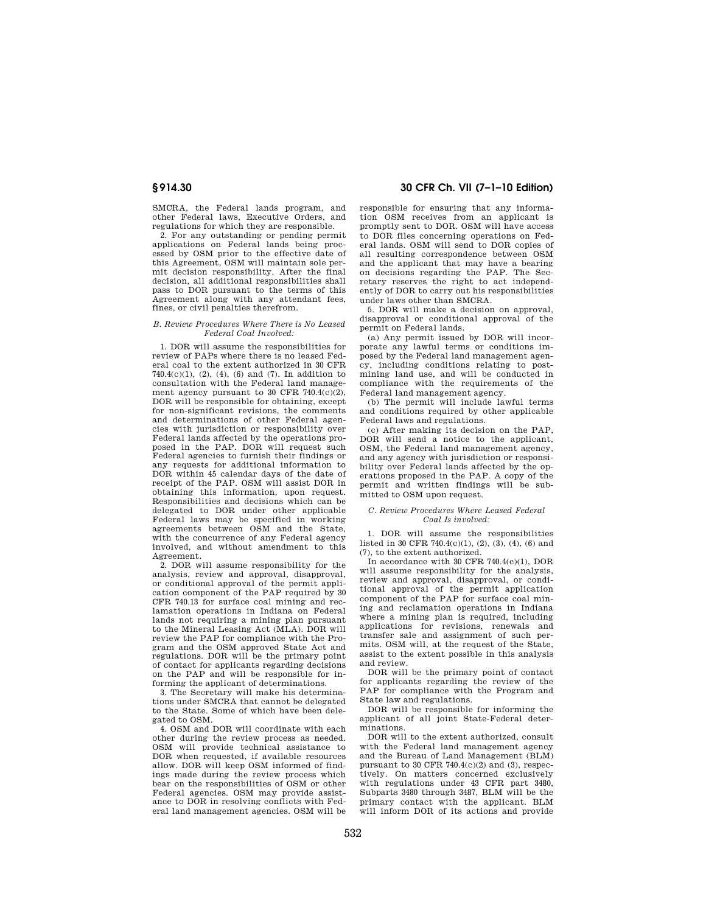SMCRA, the Federal lands program, and other Federal laws, Executive Orders, and regulations for which they are responsible.

2. For any outstanding or pending permit applications on Federal lands being processed by OSM prior to the effective date of this Agreement, OSM will maintain sole permit decision responsibility. After the final decision, all additional responsibilities shall pass to DOR pursuant to the terms of this Agreement along with any attendant fees, fines, or civil penalties therefrom.

*B. Review Procedures Where There is No Leased Federal Coal Involved:*

1. DOR will assume the responsibilities for review of PAPs where there is no leased Federal coal to the extent authorized in 30 CFR 740.4(c)(1), (2), (4), (6) and (7). In addition to consultation with the Federal land management agency pursuant to 30 CFR 740.4(c)(2), DOR will be responsible for obtaining, except for non-significant revisions, the comments and determinations of other Federal agencies with jurisdiction or responsibility over Federal lands affected by the operations proposed in the PAP. DOR will request such Federal agencies to furnish their findings or any requests for additional information to DOR within 45 calendar days of the date of receipt of the PAP. OSM will assist DOR in obtaining this information, upon request. Responsibilities and decisions which can be delegated to DOR under other applicable Federal laws may be specified in working agreements between OSM and the State, with the concurrence of any Federal agency involved, and without amendment to this Agreement.

2. DOR will assume responsibility for the analysis, review and approval, disapproval, or conditional approval of the permit application component of the PAP required by 30 CFR 740.13 for surface coal mining and reclamation operations in Indiana on Federal lands not requiring a mining plan pursuant to the Mineral Leasing Act (MLA). DOR will review the PAP for compliance with the Program and the OSM approved State Act and regulations. DOR will be the primary point of contact for applicants regarding decisions on the PAP and will be responsible for informing the applicant of determinations.

3. The Secretary will make his determinations under SMCRA that cannot be delegated to the State. Some of which have been delegated to OSM.

4. OSM and DOR will coordinate with each other during the review process as needed. OSM will provide technical assistance to DOR when requested, if available resources allow. DOR will keep OSM informed of findings made during the review process which bear on the responsibilities of OSM or other Federal agencies. OSM may provide assistance to DOR in resolving conflicts with Federal land management agencies. OSM will be responsible for ensuring that any information OSM receives from an applicant is promptly sent to DOR. OSM will have access to DOR files concerning operations on Federal lands. OSM will send to DOR copies of all resulting correspondence between OSM and the applicant that may have a bearing on decisions regarding the PAP. The Secretary reserves the right to act independently of DOR to carry out his responsibilities under laws other than SMCRA.

5. DOR will make a decision on approval, disapproval or conditional approval of the permit on Federal lands.

(a) Any permit issued by DOR will incorporate any lawful terms or conditions imposed by the Federal land management agency, including conditions relating to post-mining land use, and will be conducted in compliance with the requirements of the Federal land management agency.

(b) The permit will include lawful terms and conditions required by other applicable Federal laws and regulations.

(c) After making its decision on the PAP, DOR will send a notice to the applicant, OSM, the Federal land management agency, and any agency with jurisdiction or responsibility over Federal lands affected by the operations proposed in the PAP. A copy of the permit and written findings will be submitted to OSM upon request.

*C. Review Procedures Where Leased Federal Coal Is involved:*

1. DOR will assume the responsibilities listed in 30 CFR 740.4(c)(1), (2), (3), (4), (6) and (7), to the extent authorized.

In accordance with 30 CFR 740.4(c)(1), DOR will assume responsibility for the analysis, review and approval, disapproval, or conditional approval of the permit application component of the PAP for surface coal mining and reclamation operations in Indiana where a mining plan is required, including applications for revisions, renewals and transfer sale and assignment of such permits. OSM will, at the request of the State, assist to the extent possible in this analysis and review.

DOR will be the primary point of contact for applicants regarding the review of the PAP for compliance with the Program and State law and regulations.

DOR will be responsible for informing the applicant of all joint State-Federal determinations.

DOR will to the extent authorized, consult with the Federal land management agency and the Bureau of Land Management (BLM) pursuant to 30 CFR 740.4(c)(2) and (3), respectively. On matters concerned exclusively with regulations under 43 CFR part 3480, Subparts 3480 through 3487, BLM will be the primary contact with the applicant. BLM will inform DOR of its actions and provide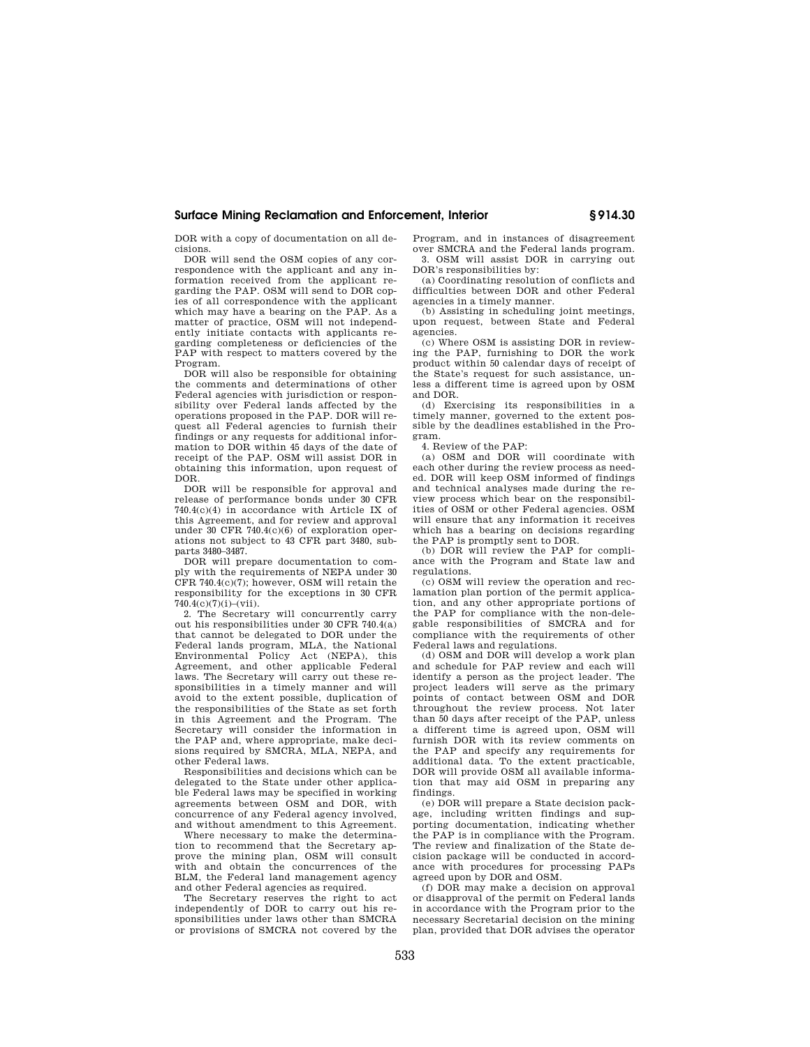DOR with a copy of documentation on all decisions.

DOR will send the OSM copies of any correspondence with the applicant and any information received from the applicant regarding the PAP. OSM will send to DOR copies of all correspondence with the applicant which may have a bearing on the PAP. As a matter of practice, OSM will not independently initiate contacts with applicants regarding completeness or deficiencies of the PAP with respect to matters covered by the Program.

DOR will also be responsible for obtaining the comments and determinations of other Federal agencies with jurisdiction or responsibility over Federal lands affected by the operations proposed in the PAP. DOR will request all Federal agencies to furnish their findings or any requests for additional information to DOR within 45 days of the date of receipt of the PAP. OSM will assist DOR in obtaining this information, upon request of DOR.

DOR will be responsible for approval and release of performance bonds under 30 CFR 740.4(c)(4) in accordance with Article IX of this Agreement, and for review and approval under 30 CFR 740.4(c)(6) of exploration operations not subject to 43 CFR part 3480, subparts 3480–3487.

DOR will prepare documentation to comply with the requirements of NEPA under 30 CFR 740.4(c)(7); however, OSM will retain the responsibility for the exceptions in 30 CFR 740.4(c)(7)(i)–(vii).

2. The Secretary will concurrently carry out his responsibilities under 30 CFR 740.4(a) that cannot be delegated to DOR under the Federal lands program, MLA, the National Environmental Policy Act (NEPA), this Agreement, and other applicable Federal laws. The Secretary will carry out these responsibilities in a timely manner and will avoid to the extent possible, duplication of the responsibilities of the State as set forth in this Agreement and the Program. The Secretary will consider the information in the PAP and, where appropriate, make decisions required by SMCRA, MLA, NEPA, and other Federal laws.

Responsibilities and decisions which can be delegated to the State under other applicable Federal laws may be specified in working agreements between OSM and DOR, with concurrence of any Federal agency involved, and without amendment to this Agreement.

Where necessary to make the determination to recommend that the Secretary approve the mining plan, OSM will consult with and obtain the concurrences of the BLM, the Federal land management agency and other Federal agencies as required.

The Secretary reserves the right to act independently of DOR to carry out his responsibilities under laws other than SMCRA or provisions of SMCRA not covered by the Program, and in instances of disagreement over SMCRA and the Federal lands program.

3. OSM will assist DOR in carrying out DOR's responsibilities by:

(a) Coordinating resolution of conflicts and difficulties between DOR and other Federal agencies in a timely manner.

(b) Assisting in scheduling joint meetings, upon request, between State and Federal agencies.

(c) Where OSM is assisting DOR in reviewing the PAP, furnishing to DOR the work product within 50 calendar days of receipt of the State's request for such assistance, unless a different time is agreed upon by OSM and DOR.

(d) Exercising its responsibilities in a timely manner, governed to the extent possible by the deadlines established in the Program.

4. Review of the PAP:

(a) OSM and DOR will coordinate with each other during the review process as needed. DOR will keep OSM informed of findings and technical analyses made during the review process which bear on the responsibilities of OSM or other Federal agencies. OSM will ensure that any information it receives which has a bearing on decisions regarding the PAP is promptly sent to DOR.

(b) DOR will review the PAP for compliance with the Program and State law and regulations.

(c) OSM will review the operation and reclamation plan portion of the permit application, and any other appropriate portions of the PAP for compliance with the non-delegable responsibilities of SMCRA and for compliance with the requirements of other Federal laws and regulations.

(d) OSM and DOR will develop a work plan and schedule for PAP review and each will identify a person as the project leader. The project leaders will serve as the primary points of contact between OSM and DOR throughout the review process. Not later than 50 days after receipt of the PAP, unless a different time is agreed upon, OSM will furnish DOR with its review comments on the PAP and specify any requirements for additional data. To the extent practicable, DOR will provide OSM all available information that may aid OSM in preparing any findings.

(e) DOR will prepare a State decision package, including written findings and supporting documentation, indicating whether the PAP is in compliance with the Program. The review and finalization of the State decision package will be conducted in accordance with procedures for processing PAPs agreed upon by DOR and OSM.

(f) DOR may make a decision on approval or disapproval of the permit on Federal lands in accordance with the Program prior to the necessary Secretarial decision on the mining plan, provided that DOR advises the operator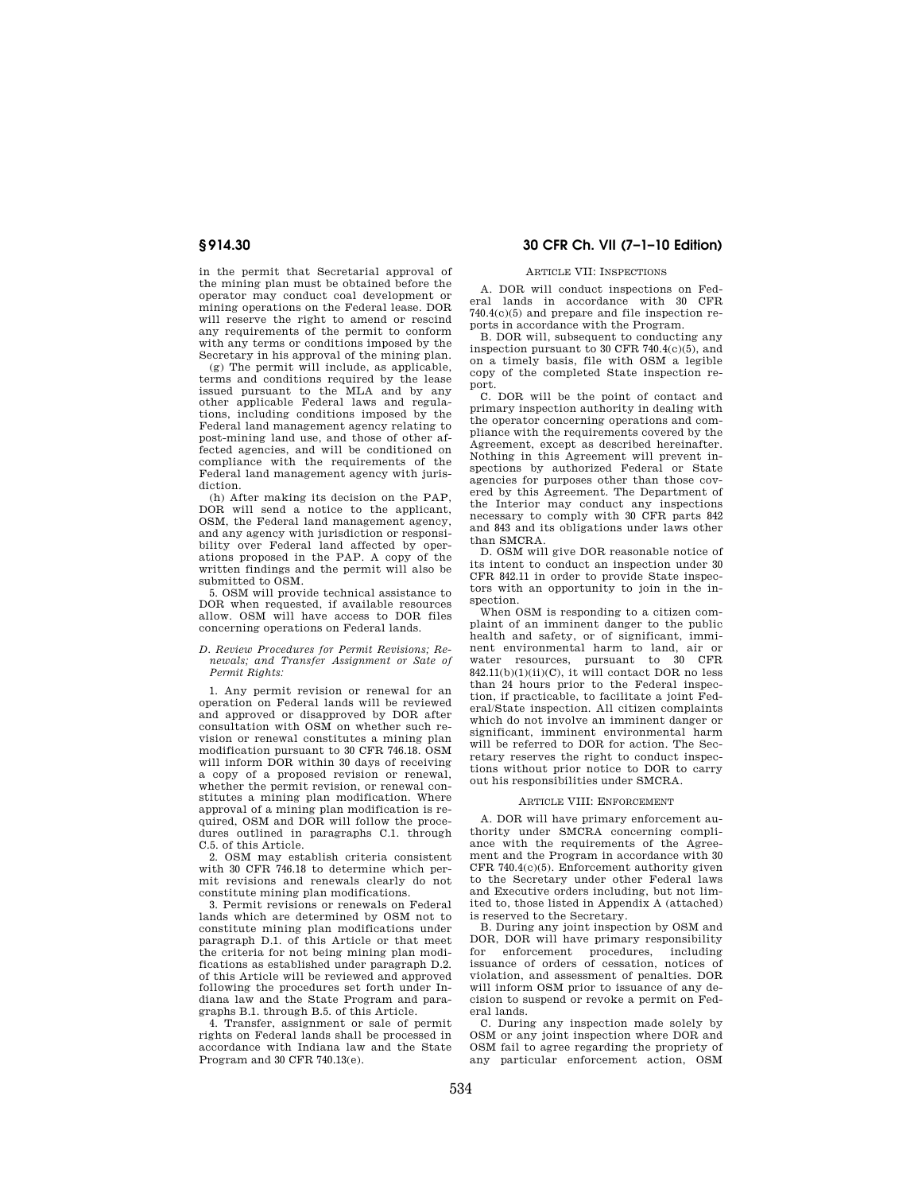in the permit that Secretarial approval of the mining plan must be obtained before the operator may conduct coal development or mining operations on the Federal lease. DOR will reserve the right to amend or rescind any requirements of the permit to conform with any terms or conditions imposed by the Secretary in his approval of the mining plan.

(g) The permit will include, as applicable, terms and conditions required by the lease issued pursuant to the MLA and by any other applicable Federal laws and regulations, including conditions imposed by the Federal land management agency relating to post-mining land use, and those of other affected agencies, and will be conditioned on compliance with the requirements of the Federal land management agency with jurisdiction.

(h) After making its decision on the PAP, DOR will send a notice to the applicant, OSM, the Federal land management agency, and any agency with jurisdiction or responsibility over Federal land affected by operations proposed in the PAP. A copy of the written findings and the permit will also be submitted to OSM.

5. OSM will provide technical assistance to DOR when requested, if available resources allow. OSM will have access to DOR files concerning operations on Federal lands.

*D. Review Procedures for Permit Revisions; Renewals; and Transfer Assignment or Sate of Permit Rights:*

1. Any permit revision or renewal for an operation on Federal lands will be reviewed and approved or disapproved by DOR after consultation with OSM on whether such revision or renewal constitutes a mining plan modification pursuant to 30 CFR 746.18. OSM will inform DOR within 30 days of receiving a copy of a proposed revision or renewal, whether the permit revision, or renewal constitutes a mining plan modification. Where approval of a mining plan modification is required, OSM and DOR will follow the procedures outlined in paragraphs C.1. through C.5. of this Article.

2. OSM may establish criteria consistent with 30 CFR 746.18 to determine which permit revisions and renewals clearly do not constitute mining plan modifications.

3. Permit revisions or renewals on Federal lands which are determined by OSM not to constitute mining plan modifications under paragraph D.1. of this Article or that meet the criteria for not being mining plan modifications as established under paragraph D.2. of this Article will be reviewed and approved following the procedures set forth under Indiana law and the State Program and paragraphs B.1. through B.5. of this Article.

4. Transfer, assignment or sale of permit rights on Federal lands shall be processed in accordance with Indiana law and the State Program and 30 CFR 740.13(e).

ARTICLE VII: INSPECTIONS

A. DOR will conduct inspections on Federal lands in accordance with 30 CFR 740.4(c)(5) and prepare and file inspection reports in accordance with the Program.

B. DOR will, subsequent to conducting any inspection pursuant to 30 CFR 740.4(c)(5), and on a timely basis, file with OSM a legible copy of the completed State inspection report.

C. DOR will be the point of contact and primary inspection authority in dealing with the operator concerning operations and compliance with the requirements covered by the Agreement, except as described hereinafter. Nothing in this Agreement will prevent inspections by authorized Federal or State agencies for purposes other than those covered by this Agreement. The Department of the Interior may conduct any inspections necessary to comply with 30 CFR parts 842 and 843 and its obligations under laws other than SMCRA.

D. OSM will give DOR reasonable notice of its intent to conduct an inspection under 30 CFR 842.11 in order to provide State inspectors with an opportunity to join in the inspection.

When OSM is responding to a citizen complaint of an imminent danger to the public health and safety, or of significant, imminent environmental harm to land, air or water resources, pursuant to 30 CFR 842.11(b)(1)(ii)(C), it will contact DOR no less than 24 hours prior to the Federal inspection, if practicable, to facilitate a joint Federal/State inspection. All citizen complaints which do not involve an imminent danger or significant, imminent environmental harm will be referred to DOR for action. The Secretary reserves the right to conduct inspections without prior notice to DOR to carry out his responsibilities under SMCRA.

ARTICLE VIII: ENFORCEMENT

A. DOR will have primary enforcement authority under SMCRA concerning compliance with the requirements of the Agreement and the Program in accordance with 30 CFR 740.4(c)(5). Enforcement authority given to the Secretary under other Federal laws and Executive orders including, but not limited to, those listed in Appendix A (attached) is reserved to the Secretary.

B. During any joint inspection by OSM and DOR, DOR will have primary responsibility for enforcement procedures, including issuance of orders of cessation, notices of violation, and assessment of penalties. DOR will inform OSM prior to issuance of any decision to suspend or revoke a permit on Federal lands.

C. During any inspection made solely by OSM or any joint inspection where DOR and OSM fail to agree regarding the propriety of any particular enforcement action, OSM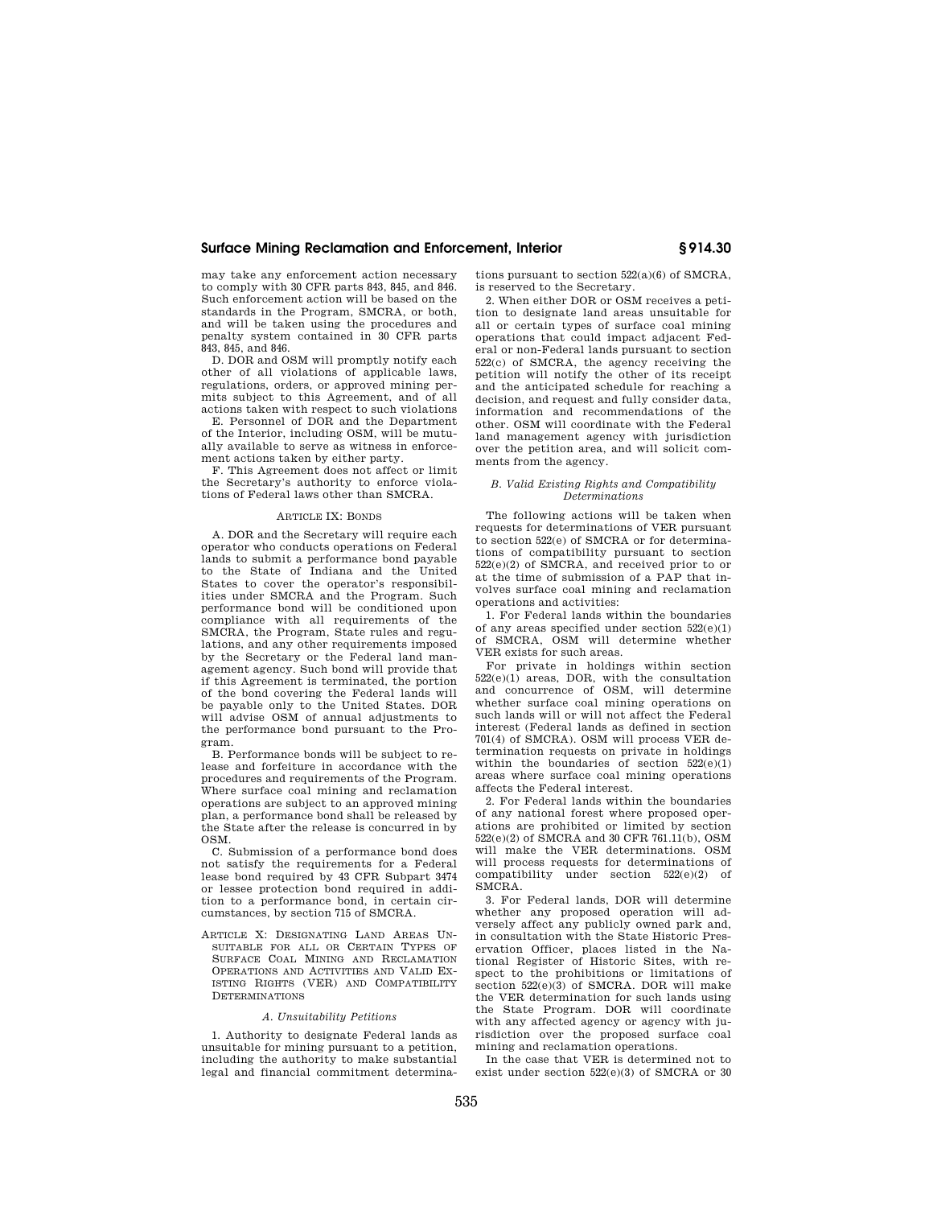may take any enforcement action necessary to comply with 30 CFR parts 843, 845, and 846. Such enforcement action will be based on the standards in the Program, SMCRA, or both, and will be taken using the procedures and penalty system contained in 30 CFR parts 843, 845, and 846.

D. DOR and OSM will promptly notify each other of all violations of applicable laws, regulations, orders, or approved mining permits subject to this Agreement, and of all actions taken with respect to such violations

E. Personnel of DOR and the Department of the Interior, including OSM, will be mutually available to serve as witness in enforcement actions taken by either party.

F. This Agreement does not affect or limit the Secretary's authority to enforce violations of Federal laws other than SMCRA.

ARTICLE IX: BONDS

A. DOR and the Secretary will require each operator who conducts operations on Federal lands to submit a performance bond payable to the State of Indiana and the United States to cover the operator's responsibilities under SMCRA and the Program. Such performance bond will be conditioned upon compliance with all requirements of the SMCRA, the Program, State rules and regulations, and any other requirements imposed by the Secretary or the Federal land management agency. Such bond will provide that if this Agreement is terminated, the portion of the bond covering the Federal lands will be payable only to the United States. DOR will advise OSM of annual adjustments to the performance bond pursuant to the Program.

B. Performance bonds will be subject to release and forfeiture in accordance with the procedures and requirements of the Program. Where surface coal mining and reclamation operations are subject to an approved mining plan, a performance bond shall be released by the State after the release is concurred in by OSM.

C. Submission of a performance bond does not satisfy the requirements for a Federal lease bond required by 43 CFR Subpart 3474 or lessee protection bond required in addition to a performance bond, in certain circumstances, by section 715 of SMCRA.

ARTICLE X: DESIGNATING LAND AREAS UNSUITABLE FOR ALL OR CERTAIN TYPES OF SURFACE COAL MINING AND RECLAMATION OPERATIONS AND ACTIVITIES AND VALID EXISTING RIGHTS (VER) AND COMPATIBILITY DETERMINATIONS

*A. Unsuitability Petitions*

1. Authority to designate Federal lands as unsuitable for mining pursuant to a petition, including the authority to make substantial legal and financial commitment determinations pursuant to section 522(a)(6) of SMCRA, is reserved to the Secretary.

2. When either DOR or OSM receives a petition to designate land areas unsuitable for all or certain types of surface coal mining operations that could impact adjacent Federal or non-Federal lands pursuant to section 522(c) of SMCRA, the agency receiving the petition will notify the other of its receipt and the anticipated schedule for reaching a decision, and request and fully consider data, information and recommendations of the other. OSM will coordinate with the Federal land management agency with jurisdiction over the petition area, and will solicit comments from the agency.

*B. Valid Existing Rights and Compatibility Determinations*

The following actions will be taken when requests for determinations of VER pursuant to section 522(e) of SMCRA or for determinations of compatibility pursuant to section 522(e)(2) of SMCRA, and received prior to or at the time of submission of a PAP that involves surface coal mining and reclamation operations and activities:

1. For Federal lands within the boundaries of any areas specified under section 522(e)(1) of SMCRA, OSM will determine whether VER exists for such areas.

For private in holdings within section 522(e)(1) areas, DOR, with the consultation and concurrence of OSM, will determine whether surface coal mining operations on such lands will or will not affect the Federal interest (Federal lands as defined in section 701(4) of SMCRA). OSM will process VER determination requests on private in holdings within the boundaries of section 522(e)(1) areas where surface coal mining operations affects the Federal interest.

2. For Federal lands within the boundaries of any national forest where proposed operations are prohibited or limited by section 522(e)(2) of SMCRA and 30 CFR 761.11(b), OSM will make the VER determinations. OSM will process requests for determinations of compatibility under section 522(e)(2) of SMCRA.

3. For Federal lands, DOR will determine whether any proposed operation will adversely affect any publicly owned park and, in consultation with the State Historic Preservation Officer, places listed in the National Register of Historic Sites, with respect to the prohibitions or limitations of section 522(e)(3) of SMCRA. DOR will make the VER determination for such lands using the State Program. DOR will coordinate with any affected agency or agency with jurisdiction over the proposed surface coal mining and reclamation operations.

In the case that VER is determined not to exist under section 522(e)(3) of SMCRA or 30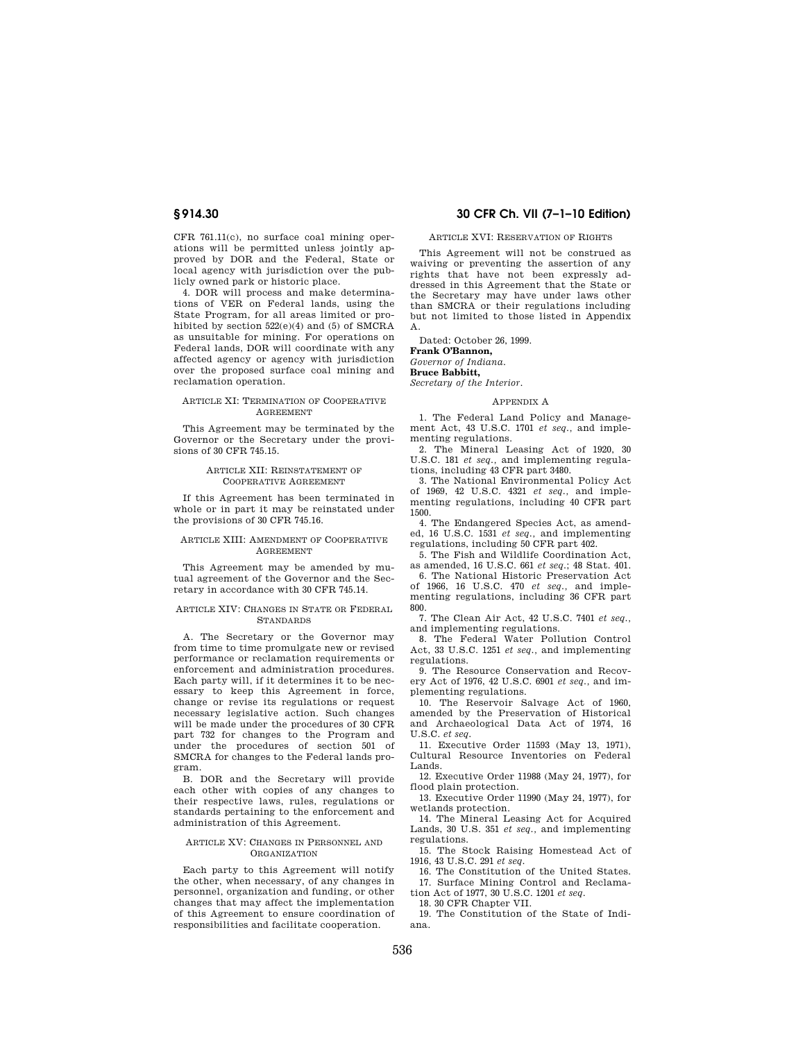CFR 761.11(c), no surface coal mining operations will be permitted unless jointly approved by DOR and the Federal, State or local agency with jurisdiction over the publicly owned park or historic place.

4. DOR will process and make determinations of VER on Federal lands, using the State Program, for all areas limited or prohibited by section 522(e)(4) and (5) of SMCRA as unsuitable for mining. For operations on Federal lands, DOR will coordinate with any affected agency or agency with jurisdiction over the proposed surface coal mining and reclamation operation.

ARTICLE XI: TERMINATION OF COOPERATIVE AGREEMENT

This Agreement may be terminated by the Governor or the Secretary under the provisions of 30 CFR 745.15.

ARTICLE XII: REINSTATEMENT OF COOPERATIVE AGREEMENT

If this Agreement has been terminated in whole or in part it may be reinstated under the provisions of 30 CFR 745.16.

ARTICLE XIII: AMENDMENT OF COOPERATIVE AGREEMENT

This Agreement may be amended by mutual agreement of the Governor and the Secretary in accordance with 30 CFR 745.14.

ARTICLE XIV: CHANGES IN STATE OR FEDERAL STANDARDS

A. The Secretary or the Governor may from time to time promulgate new or revised performance or reclamation requirements or enforcement and administration procedures. Each party will, if it determines it to be necessary to keep this Agreement in force, change or revise its regulations or request necessary legislative action. Such changes will be made under the procedures of 30 CFR part 732 for changes to the Program and under the procedures of section 501 of SMCRA for changes to the Federal lands program.

B. DOR and the Secretary will provide each other with copies of any changes to their respective laws, rules, regulations or standards pertaining to the enforcement and administration of this Agreement.

ARTICLE XV: CHANGES IN PERSONNEL AND ORGANIZATION

Each party to this Agreement will notify the other, when necessary, of any changes in personnel, organization and funding, or other changes that may affect the implementation of this Agreement to ensure coordination of responsibilities and facilitate cooperation.

ARTICLE XVI: RESERVATION OF RIGHTS

This Agreement will not be construed as waiving or preventing the assertion of any rights that have not been expressly addressed in this Agreement that the State or the Secretary may have under laws other than SMCRA or their regulations including but not limited to those listed in Appendix A.

Dated: October 26, 1999.

**Frank O'Bannon,**
*Governor of Indiana.*

**Bruce Babbitt,**
*Secretary of the Interior.*

APPENDIX A

1. The Federal Land Policy and Management Act, 43 U.S.C. 1701 *et seq.*, and implementing regulations.

2. The Mineral Leasing Act of 1920, 30 U.S.C. 181 *et seq.*, and implementing regulations, including 43 CFR part 3480.

3. The National Environmental Policy Act of 1969, 42 U.S.C. 4321 *et seq.*, and implementing regulations, including 40 CFR part 1500.

4. The Endangered Species Act, as amended, 16 U.S.C. 1531 *et seq.*, and implementing regulations, including 50 CFR part 402.

5. The Fish and Wildlife Coordination Act, as amended, 16 U.S.C. 661 *et seq.*; 48 Stat. 401.

6. The National Historic Preservation Act of 1966, 16 U.S.C. 470 *et seq.*, and implementing regulations, including 36 CFR part 800.

7. The Clean Air Act, 42 U.S.C. 7401 *et seq.*, and implementing regulations.

8. The Federal Water Pollution Control Act, 33 U.S.C. 1251 *et seq.*, and implementing regulations.

9. The Resource Conservation and Recovery Act of 1976, 42 U.S.C. 6901 *et seq.*, and implementing regulations.

10. The Reservoir Salvage Act of 1960, amended by the Preservation of Historical and Archaeological Data Act of 1974, 16 U.S.C. *et seq.*

11. Executive Order 11593 (May 13, 1971), Cultural Resource Inventories on Federal Lands.

12. Executive Order 11988 (May 24, 1977), for flood plain protection.

13. Executive Order 11990 (May 24, 1977), for wetlands protection.

14. The Mineral Leasing Act for Acquired Lands, 30 U.S. 351 *et seq.*, and implementing regulations.

15. The Stock Raising Homestead Act of 1916, 43 U.S.C. 291 *et seq.*

16. The Constitution of the United States.

17. Surface Mining Control and Reclamation Act of 1977, 30 U.S.C. 1201 *et seq.*

18. 30 CFR Chapter VII.

19. The Constitution of the State of Indiana.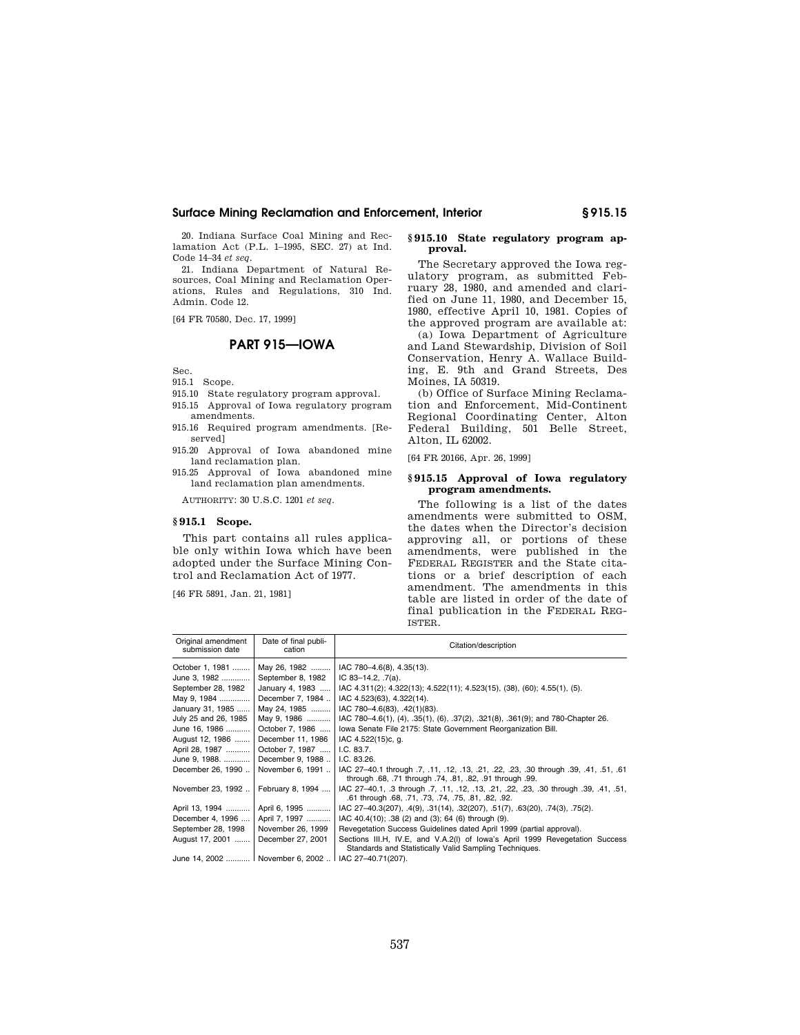20. Indiana Surface Coal Mining and Reclamation Act (P.L. 1–1995, SEC. 27) at Ind. Code 14–34 *et seq.*

21. Indiana Department of Natural Resources, Coal Mining and Reclamation Operations, Rules and Regulations, 310 Ind. Admin. Code 12.

[64 FR 70580, Dec. 17, 1999]

# PART 915—IOWA

Sec.

915.1 Scope.

915.10 State regulatory program approval.

915.15 Approval of Iowa regulatory program amendments.

915.16 Required program amendments. [Reserved]

915.20 Approval of Iowa abandoned mine land reclamation plan.

915.25 Approval of Iowa abandoned mine land reclamation plan amendments.

AUTHORITY: 30 U.S.C. 1201 *et seq.*

### § 915.1 Scope.

This part contains all rules applicable only within Iowa which have been adopted under the Surface Mining Control and Reclamation Act of 1977.

[46 FR 5891, Jan. 21, 1981]

### § 915.10 State regulatory program approval.

The Secretary approved the Iowa regulatory program, as submitted February 28, 1980, and amended and clarified on June 11, 1980, and December 15, 1980, effective April 10, 1981. Copies of the approved program are available at:

(a) Iowa Department of Agriculture and Land Stewardship, Division of Soil Conservation, Henry A. Wallace Building, E. 9th and Grand Streets, Des Moines, IA 50319.

(b) Office of Surface Mining Reclamation and Enforcement, Mid-Continent Regional Coordinating Center, Alton Federal Building, 501 Belle Street, Alton, IL 62002.

[64 FR 20166, Apr. 26, 1999]

### § 915.15 Approval of Iowa regulatory program amendments.

The following is a list of the dates amendments were submitted to OSM, the dates when the Director's decision approving all, or portions of these amendments, were published in the FEDERAL REGISTER and the State citations or a brief description of each amendment. The amendments in this table are listed in order of the date of final publication in the FEDERAL REGISTER.

| Original amendment submission date | Date of final publication | Citation/description |
|---|---|---|
| October 1, 1981 | May 26, 1982 | IAC 780–4.6(8), 4.35(13). |
| June 3, 1982 | September 8, 1982 | IC 83–14.2, .7(a). |
| September 28, 1982 | January 4, 1983 | IAC 4.311(2); 4.322(13); 4.522(11); 4.523(15), (38), (60); 4.55(1), (5). |
| May 9, 1984 | December 7, 1984 | IAC 4.523(63), 4.322(14). |
| January 31, 1985 | May 24, 1985 | IAC 780–4.6(83), .42(1)(83). |
| July 25 and 26, 1985 | May 9, 1986 | IAC 780–4.6(1), (4), .35(1), (6), .37(2), .321(8), .361(9); and 780-Chapter 26. |
| June 16, 1986 | October 7, 1986 | Iowa Senate File 2175: State Government Reorganization Bill. |
| August 12, 1986 | December 11, 1986 | IAC 4.522(15)c, g. |
| April 28, 1987 | October 7, 1987 | I.C. 83.7. |
| June 9, 1988. | December 9, 1988 | I.C. 83.26. |
| December 26, 1990 | November 6, 1991 | IAC 27–40.1 through .7, .11, .12, .13, .21, .22, .23, .30 through .39, .41, .51, .61 through .68, .71 through .74, .81, .82, .91 through .99. |
| November 23, 1992 | February 8, 1994 | IAC 27–40.1, .3 through .7, .11, .12, .13, .21, .22, .23, .30 through .39, .41, .51, .61 through .68, .71, .73, .74, .75, .81, .82, .92. |
| April 13, 1994 | April 6, 1995 | IAC 27–40.3(207), .4(9), .31(14), .32(207), .51(7), .63(20), .74(3), .75(2). |
| December 4, 1996 | April 7, 1997 | IAC 40.4(10); .38 (2) and (3); 64 (6) through (9). |
| September 28, 1998 | November 26, 1999 | Revegetation Success Guidelines dated April 1999 (partial approval). |
| August 17, 2001 | December 27, 2001 | Sections III.H, IV.E, and V.A.2(l) of Iowa's April 1999 Revegetation Success Standards and Statistically Valid Sampling Techniques. |
| June 14, 2002 | November 6, 2002 | IAC 27–40.71(207). |